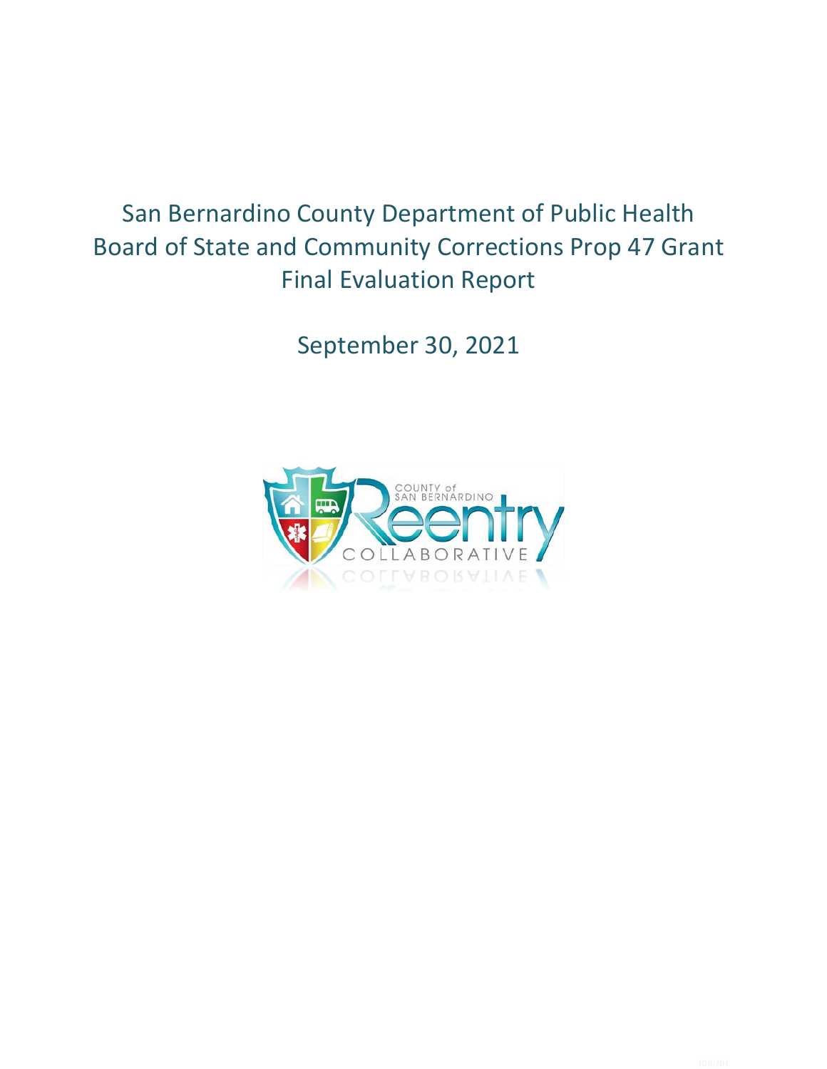# San Bernardino County Department of Public Health Board of State and Community Corrections Prop 47 Grant Final Evaluation Report

September 30, 2021

COUNTY of SAN BERNARDINO

Reentry

COLLABORATIVE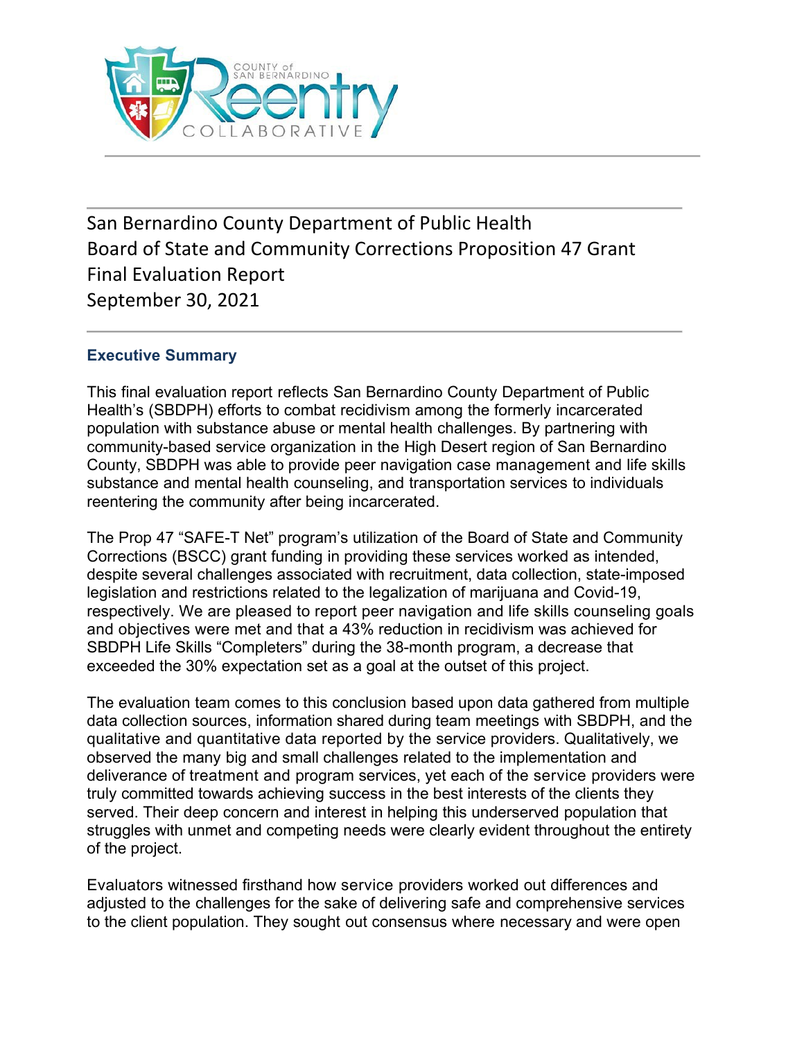San Bernardino County Department of Public Health
Board of State and Community Corrections Proposition 47 Grant
Final Evaluation Report
September 30, 2021

## Executive Summary

This final evaluation report reflects San Bernardino County Department of Public Health's (SBDPH) efforts to combat recidivism among the formerly incarcerated population with substance abuse or mental health challenges. By partnering with community-based service organization in the High Desert region of San Bernardino County, SBDPH was able to provide peer navigation case management and life skills substance and mental health counseling, and transportation services to individuals reentering the community after being incarcerated.

The Prop 47 "SAFE-T Net" program's utilization of the Board of State and Community Corrections (BSCC) grant funding in providing these services worked as intended, despite several challenges associated with recruitment, data collection, state-imposed legislation and restrictions related to the legalization of marijuana and Covid-19, respectively. We are pleased to report peer navigation and life skills counseling goals and objectives were met and that a 43% reduction in recidivism was achieved for SBDPH Life Skills "Completers" during the 38-month program, a decrease that exceeded the 30% expectation set as a goal at the outset of this project.

The evaluation team comes to this conclusion based upon data gathered from multiple data collection sources, information shared during team meetings with SBDPH, and the qualitative and quantitative data reported by the service providers. Qualitatively, we observed the many big and small challenges related to the implementation and deliverance of treatment and program services, yet each of the service providers were truly committed towards achieving success in the best interests of the clients they served. Their deep concern and interest in helping this underserved population that struggles with unmet and competing needs were clearly evident throughout the entirety of the project.

Evaluators witnessed firsthand how service providers worked out differences and adjusted to the challenges for the sake of delivering safe and comprehensive services to the client population. They sought out consensus where necessary and were open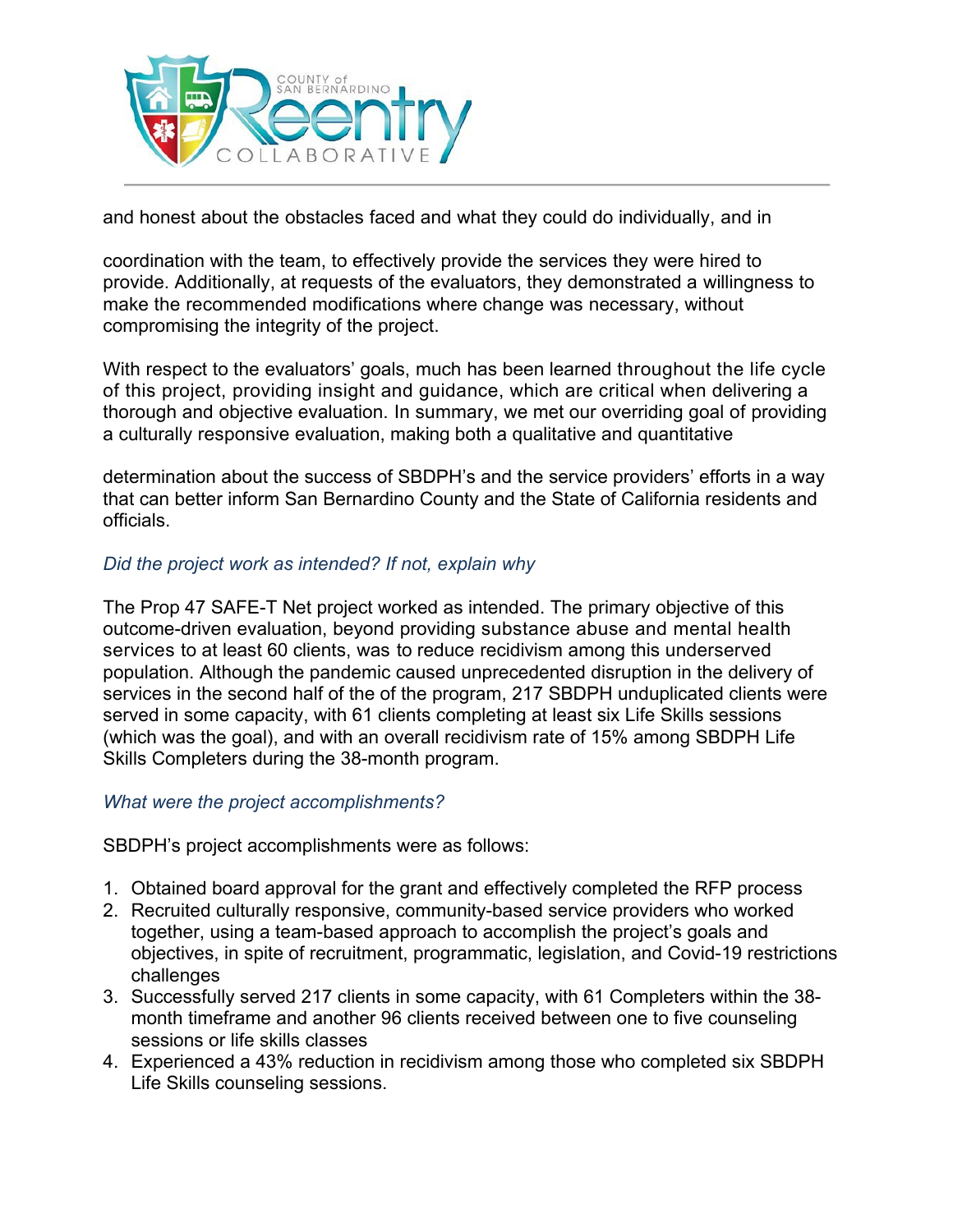and honest about the obstacles faced and what they could do individually, and in

coordination with the team, to effectively provide the services they were hired to provide. Additionally, at requests of the evaluators, they demonstrated a willingness to make the recommended modifications where change was necessary, without compromising the integrity of the project.

With respect to the evaluators' goals, much has been learned throughout the life cycle of this project, providing insight and guidance, which are critical when delivering a thorough and objective evaluation. In summary, we met our overriding goal of providing a culturally responsive evaluation, making both a qualitative and quantitative

determination about the success of SBDPH's and the service providers' efforts in a way that can better inform San Bernardino County and the State of California residents and officials.

### *Did the project work as intended? If not, explain why*

The Prop 47 SAFE-T Net project worked as intended. The primary objective of this outcome-driven evaluation, beyond providing substance abuse and mental health services to at least 60 clients, was to reduce recidivism among this underserved population. Although the pandemic caused unprecedented disruption in the delivery of services in the second half of the of the program, 217 SBDPH unduplicated clients were served in some capacity, with 61 clients completing at least six Life Skills sessions (which was the goal), and with an overall recidivism rate of 15% among SBDPH Life Skills Completers during the 38-month program.

### *What were the project accomplishments?*

SBDPH's project accomplishments were as follows:

1. Obtained board approval for the grant and effectively completed the RFP process
2. Recruited culturally responsive, community-based service providers who worked together, using a team-based approach to accomplish the project's goals and objectives, in spite of recruitment, programmatic, legislation, and Covid-19 restrictions challenges
3. Successfully served 217 clients in some capacity, with 61 Completers within the 38-month timeframe and another 96 clients received between one to five counseling sessions or life skills classes
4. Experienced a 43% reduction in recidivism among those who completed six SBDPH Life Skills counseling sessions.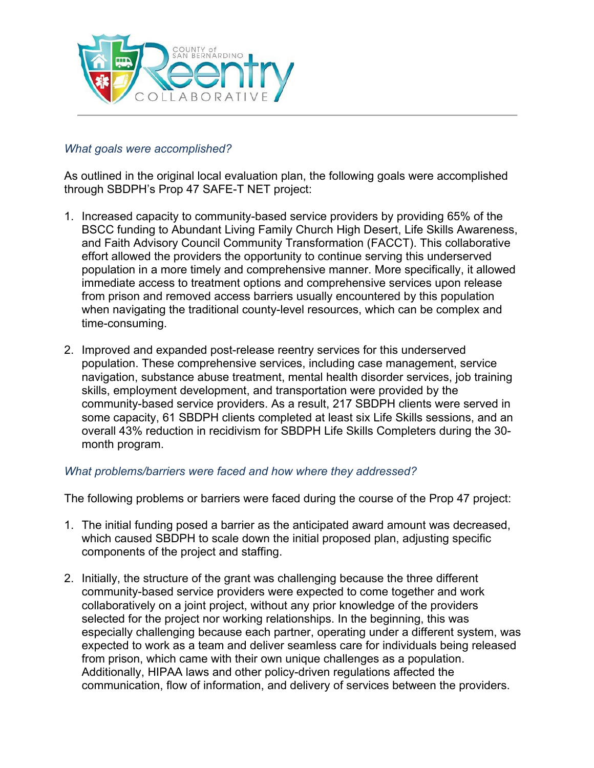*What goals were accomplished?*

As outlined in the original local evaluation plan, the following goals were accomplished through SBDPH's Prop 47 SAFE-T NET project:

1. Increased capacity to community-based service providers by providing 65% of the BSCC funding to Abundant Living Family Church High Desert, Life Skills Awareness, and Faith Advisory Council Community Transformation (FACCT). This collaborative effort allowed the providers the opportunity to continue serving this underserved population in a more timely and comprehensive manner. More specifically, it allowed immediate access to treatment options and comprehensive services upon release from prison and removed access barriers usually encountered by this population when navigating the traditional county-level resources, which can be complex and time-consuming.

2. Improved and expanded post-release reentry services for this underserved population. These comprehensive services, including case management, service navigation, substance abuse treatment, mental health disorder services, job training skills, employment development, and transportation were provided by the community-based service providers. As a result, 217 SBDPH clients were served in some capacity, 61 SBDPH clients completed at least six Life Skills sessions, and an overall 43% reduction in recidivism for SBDPH Life Skills Completers during the 30-month program.

*What problems/barriers were faced and how where they addressed?*

The following problems or barriers were faced during the course of the Prop 47 project:

1. The initial funding posed a barrier as the anticipated award amount was decreased, which caused SBDPH to scale down the initial proposed plan, adjusting specific components of the project and staffing.

2. Initially, the structure of the grant was challenging because the three different community-based service providers were expected to come together and work collaboratively on a joint project, without any prior knowledge of the providers selected for the project nor working relationships. In the beginning, this was especially challenging because each partner, operating under a different system, was expected to work as a team and deliver seamless care for individuals being released from prison, which came with their own unique challenges as a population. Additionally, HIPAA laws and other policy-driven regulations affected the communication, flow of information, and delivery of services between the providers.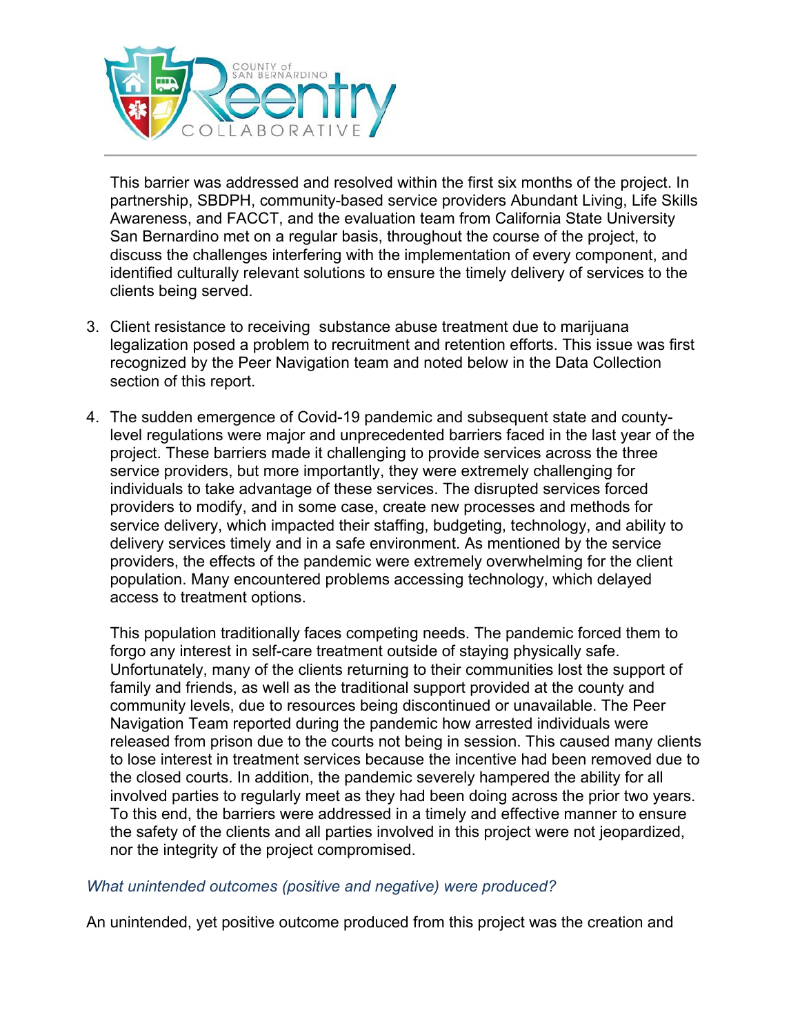This barrier was addressed and resolved within the first six months of the project. In partnership, SBDPH, community-based service providers Abundant Living, Life Skills Awareness, and FACCT, and the evaluation team from California State University San Bernardino met on a regular basis, throughout the course of the project, to discuss the challenges interfering with the implementation of every component, and identified culturally relevant solutions to ensure the timely delivery of services to the clients being served.

3. Client resistance to receiving substance abuse treatment due to marijuana legalization posed a problem to recruitment and retention efforts. This issue was first recognized by the Peer Navigation team and noted below in the Data Collection section of this report.

4. The sudden emergence of Covid-19 pandemic and subsequent state and county-level regulations were major and unprecedented barriers faced in the last year of the project. These barriers made it challenging to provide services across the three service providers, but more importantly, they were extremely challenging for individuals to take advantage of these services. The disrupted services forced providers to modify, and in some case, create new processes and methods for service delivery, which impacted their staffing, budgeting, technology, and ability to delivery services timely and in a safe environment. As mentioned by the service providers, the effects of the pandemic were extremely overwhelming for the client population. Many encountered problems accessing technology, which delayed access to treatment options.

   This population traditionally faces competing needs. The pandemic forced them to forgo any interest in self-care treatment outside of staying physically safe. Unfortunately, many of the clients returning to their communities lost the support of family and friends, as well as the traditional support provided at the county and community levels, due to resources being discontinued or unavailable. The Peer Navigation Team reported during the pandemic how arrested individuals were released from prison due to the courts not being in session. This caused many clients to lose interest in treatment services because the incentive had been removed due to the closed courts. In addition, the pandemic severely hampered the ability for all involved parties to regularly meet as they had been doing across the prior two years. To this end, the barriers were addressed in a timely and effective manner to ensure the safety of the clients and all parties involved in this project were not jeopardized, nor the integrity of the project compromised.

*What unintended outcomes (positive and negative) were produced?*

An unintended, yet positive outcome produced from this project was the creation and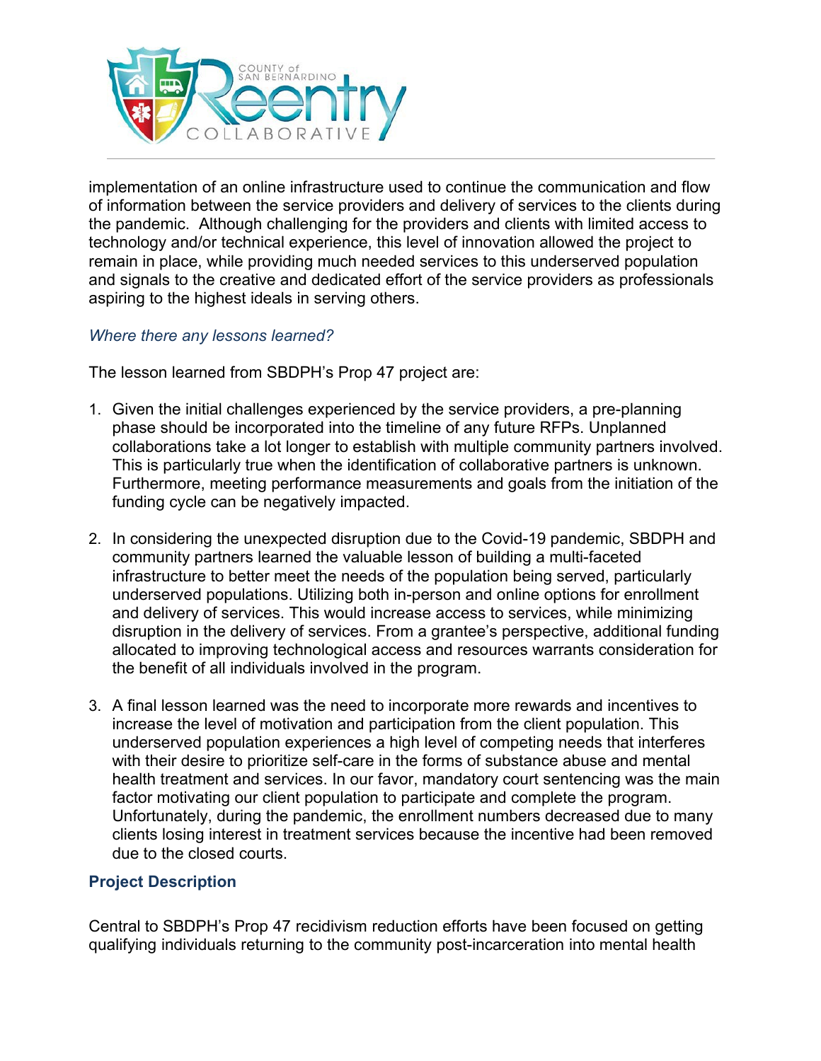implementation of an online infrastructure used to continue the communication and flow of information between the service providers and delivery of services to the clients during the pandemic. Although challenging for the providers and clients with limited access to technology and/or technical experience, this level of innovation allowed the project to remain in place, while providing much needed services to this underserved population and signals to the creative and dedicated effort of the service providers as professionals aspiring to the highest ideals in serving others.

*Where there any lessons learned?*

The lesson learned from SBDPH's Prop 47 project are:

1. Given the initial challenges experienced by the service providers, a pre-planning phase should be incorporated into the timeline of any future RFPs. Unplanned collaborations take a lot longer to establish with multiple community partners involved. This is particularly true when the identification of collaborative partners is unknown. Furthermore, meeting performance measurements and goals from the initiation of the funding cycle can be negatively impacted.

2. In considering the unexpected disruption due to the Covid-19 pandemic, SBDPH and community partners learned the valuable lesson of building a multi-faceted infrastructure to better meet the needs of the population being served, particularly underserved populations. Utilizing both in-person and online options for enrollment and delivery of services. This would increase access to services, while minimizing disruption in the delivery of services. From a grantee's perspective, additional funding allocated to improving technological access and resources warrants consideration for the benefit of all individuals involved in the program.

3. A final lesson learned was the need to incorporate more rewards and incentives to increase the level of motivation and participation from the client population. This underserved population experiences a high level of competing needs that interferes with their desire to prioritize self-care in the forms of substance abuse and mental health treatment and services. In our favor, mandatory court sentencing was the main factor motivating our client population to participate and complete the program. Unfortunately, during the pandemic, the enrollment numbers decreased due to many clients losing interest in treatment services because the incentive had been removed due to the closed courts.

## Project Description

Central to SBDPH's Prop 47 recidivism reduction efforts have been focused on getting qualifying individuals returning to the community post-incarceration into mental health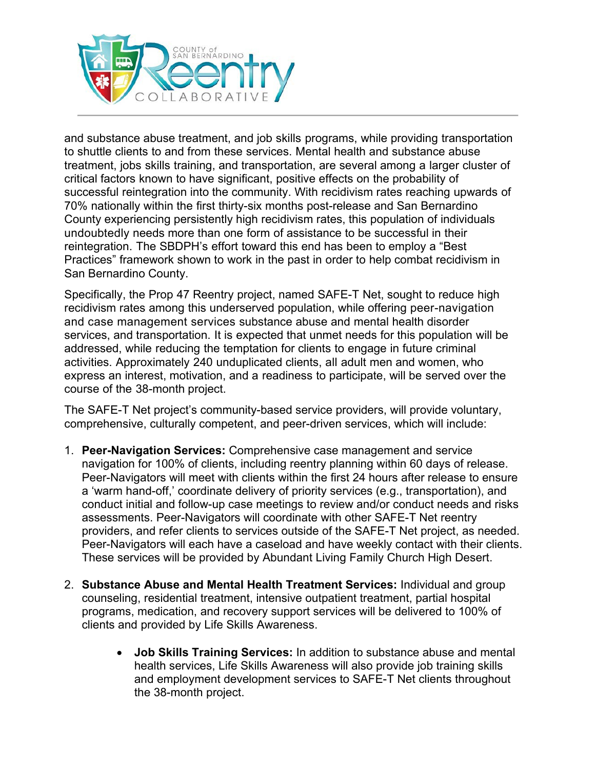and substance abuse treatment, and job skills programs, while providing transportation to shuttle clients to and from these services. Mental health and substance abuse treatment, jobs skills training, and transportation, are several among a larger cluster of critical factors known to have significant, positive effects on the probability of successful reintegration into the community. With recidivism rates reaching upwards of 70% nationally within the first thirty-six months post-release and San Bernardino County experiencing persistently high recidivism rates, this population of individuals undoubtedly needs more than one form of assistance to be successful in their reintegration. The SBDPH's effort toward this end has been to employ a "Best Practices" framework shown to work in the past in order to help combat recidivism in San Bernardino County.

Specifically, the Prop 47 Reentry project, named SAFE-T Net, sought to reduce high recidivism rates among this underserved population, while offering peer-navigation and case management services substance abuse and mental health disorder services, and transportation. It is expected that unmet needs for this population will be addressed, while reducing the temptation for clients to engage in future criminal activities. Approximately 240 unduplicated clients, all adult men and women, who express an interest, motivation, and a readiness to participate, will be served over the course of the 38-month project.

The SAFE-T Net project's community-based service providers, will provide voluntary, comprehensive, culturally competent, and peer-driven services, which will include:

1. **Peer-Navigation Services:** Comprehensive case management and service navigation for 100% of clients, including reentry planning within 60 days of release. Peer-Navigators will meet with clients within the first 24 hours after release to ensure a 'warm hand-off,' coordinate delivery of priority services (e.g., transportation), and conduct initial and follow-up case meetings to review and/or conduct needs and risks assessments. Peer-Navigators will coordinate with other SAFE-T Net reentry providers, and refer clients to services outside of the SAFE-T Net project, as needed. Peer-Navigators will each have a caseload and have weekly contact with their clients. These services will be provided by Abundant Living Family Church High Desert.

2. **Substance Abuse and Mental Health Treatment Services:** Individual and group counseling, residential treatment, intensive outpatient treatment, partial hospital programs, medication, and recovery support services will be delivered to 100% of clients and provided by Life Skills Awareness.

    - **Job Skills Training Services:** In addition to substance abuse and mental health services, Life Skills Awareness will also provide job training skills and employment development services to SAFE-T Net clients throughout the 38-month project.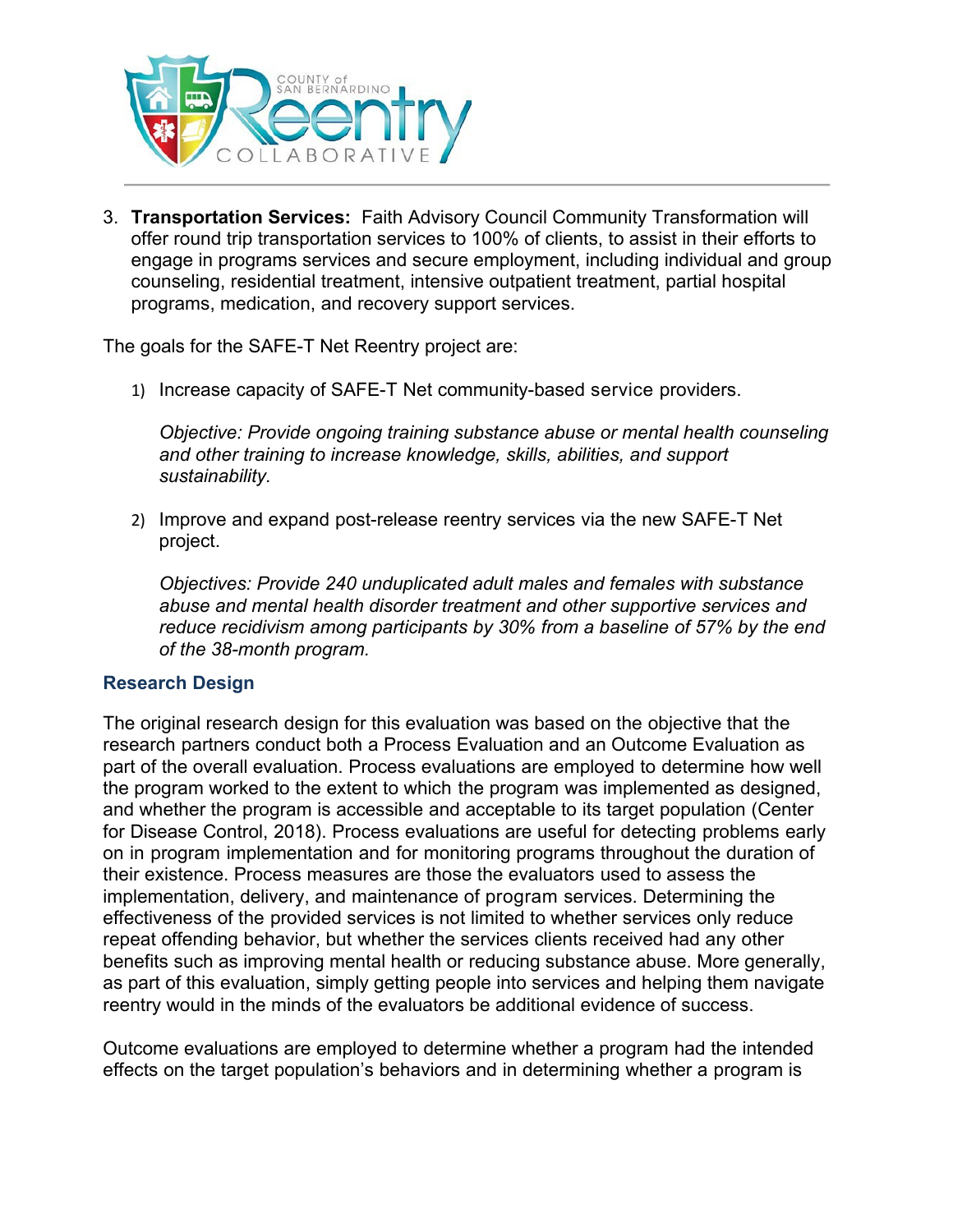3. **Transportation Services:** Faith Advisory Council Community Transformation will offer round trip transportation services to 100% of clients, to assist in their efforts to engage in programs services and secure employment, including individual and group counseling, residential treatment, intensive outpatient treatment, partial hospital programs, medication, and recovery support services.

The goals for the SAFE-T Net Reentry project are:

1) Increase capacity of SAFE-T Net community-based service providers.

   *Objective: Provide ongoing training substance abuse or mental health counseling and other training to increase knowledge, skills, abilities, and support sustainability.*

2) Improve and expand post-release reentry services via the new SAFE-T Net project.

   *Objectives: Provide 240 unduplicated adult males and females with substance abuse and mental health disorder treatment and other supportive services and reduce recidivism among participants by 30% from a baseline of 57% by the end of the 38-month program.*

### Research Design

The original research design for this evaluation was based on the objective that the research partners conduct both a Process Evaluation and an Outcome Evaluation as part of the overall evaluation. Process evaluations are employed to determine how well the program worked to the extent to which the program was implemented as designed, and whether the program is accessible and acceptable to its target population (Center for Disease Control, 2018). Process evaluations are useful for detecting problems early on in program implementation and for monitoring programs throughout the duration of their existence. Process measures are those the evaluators used to assess the implementation, delivery, and maintenance of program services. Determining the effectiveness of the provided services is not limited to whether services only reduce repeat offending behavior, but whether the services clients received had any other benefits such as improving mental health or reducing substance abuse. More generally, as part of this evaluation, simply getting people into services and helping them navigate reentry would in the minds of the evaluators be additional evidence of success.

Outcome evaluations are employed to determine whether a program had the intended effects on the target population's behaviors and in determining whether a program is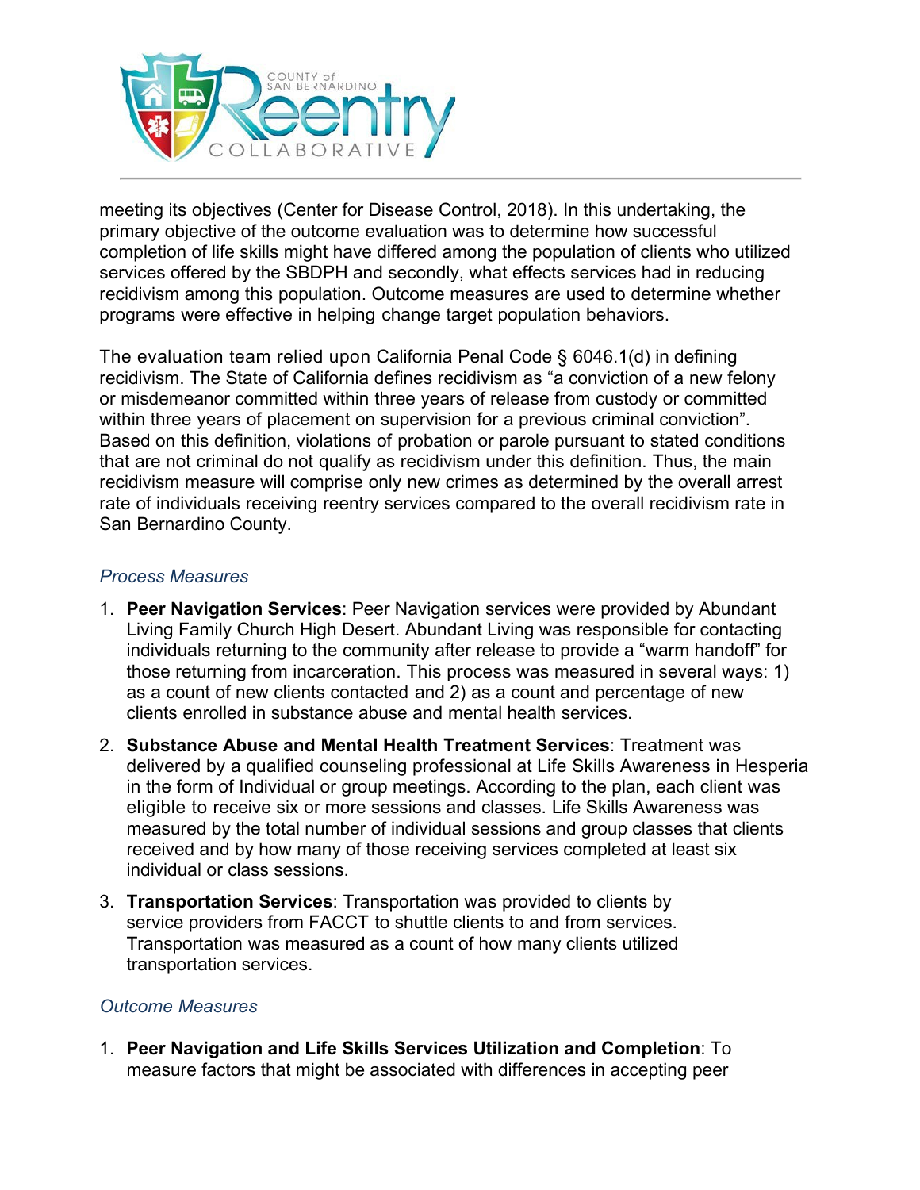meeting its objectives (Center for Disease Control, 2018). In this undertaking, the primary objective of the outcome evaluation was to determine how successful completion of life skills might have differed among the population of clients who utilized services offered by the SBDPH and secondly, what effects services had in reducing recidivism among this population. Outcome measures are used to determine whether programs were effective in helping change target population behaviors.

The evaluation team relied upon California Penal Code § 6046.1(d) in defining recidivism. The State of California defines recidivism as “a conviction of a new felony or misdemeanor committed within three years of release from custody or committed within three years of placement on supervision for a previous criminal conviction”. Based on this definition, violations of probation or parole pursuant to stated conditions that are not criminal do not qualify as recidivism under this definition. Thus, the main recidivism measure will comprise only new crimes as determined by the overall arrest rate of individuals receiving reentry services compared to the overall recidivism rate in San Bernardino County.

### *Process Measures*

1. **Peer Navigation Services**: Peer Navigation services were provided by Abundant Living Family Church High Desert. Abundant Living was responsible for contacting individuals returning to the community after release to provide a “warm handoff” for those returning from incarceration. This process was measured in several ways: 1) as a count of new clients contacted and 2) as a count and percentage of new clients enrolled in substance abuse and mental health services.
2. **Substance Abuse and Mental Health Treatment Services**: Treatment was delivered by a qualified counseling professional at Life Skills Awareness in Hesperia in the form of Individual or group meetings. According to the plan, each client was eligible to receive six or more sessions and classes. Life Skills Awareness was measured by the total number of individual sessions and group classes that clients received and by how many of those receiving services completed at least six individual or class sessions.
3. **Transportation Services**: Transportation was provided to clients by service providers from FACCT to shuttle clients to and from services. Transportation was measured as a count of how many clients utilized transportation services.

### *Outcome Measures*

1. **Peer Navigation and Life Skills Services Utilization and Completion**: To measure factors that might be associated with differences in accepting peer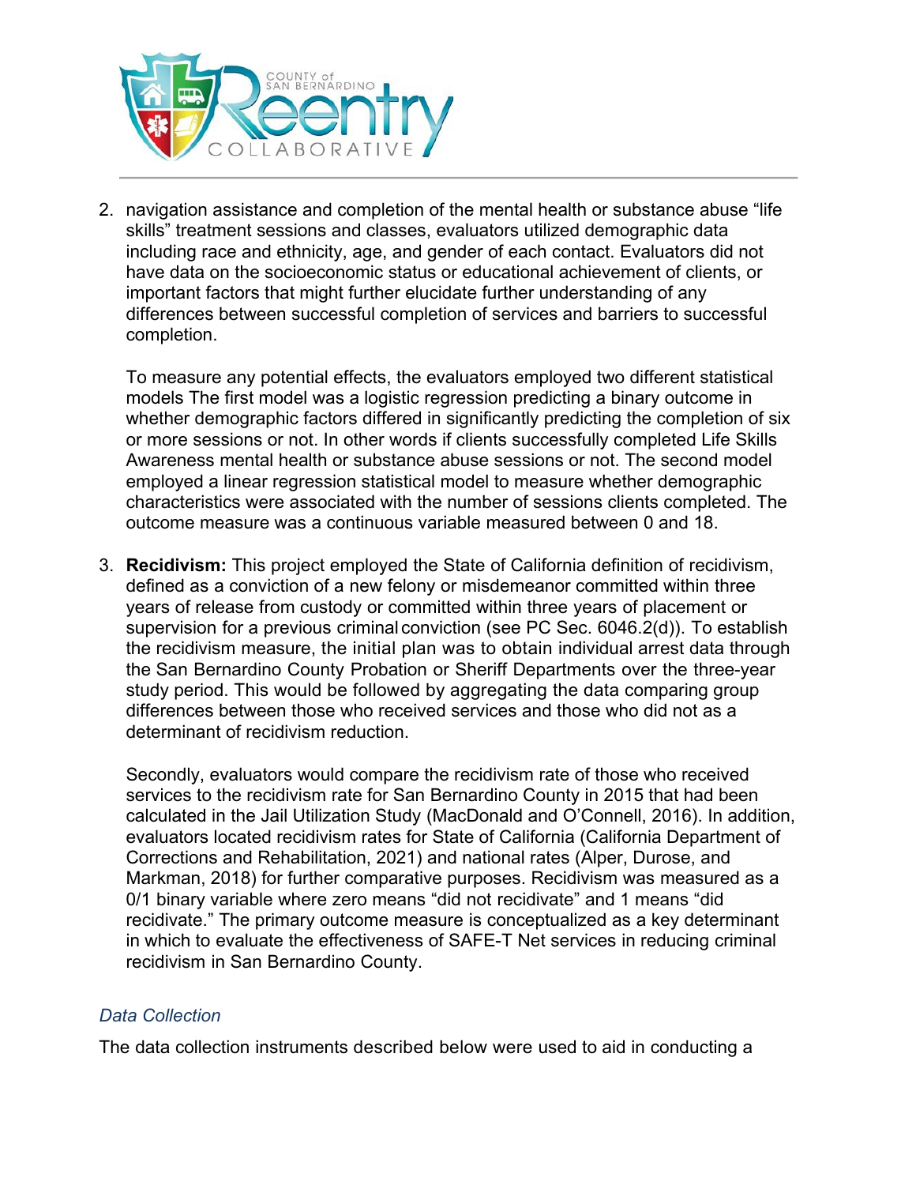2. navigation assistance and completion of the mental health or substance abuse "life skills" treatment sessions and classes, evaluators utilized demographic data including race and ethnicity, age, and gender of each contact. Evaluators did not have data on the socioeconomic status or educational achievement of clients, or important factors that might further elucidate further understanding of any differences between successful completion of services and barriers to successful completion.

   To measure any potential effects, the evaluators employed two different statistical models The first model was a logistic regression predicting a binary outcome in whether demographic factors differed in significantly predicting the completion of six or more sessions or not. In other words if clients successfully completed Life Skills Awareness mental health or substance abuse sessions or not. The second model employed a linear regression statistical model to measure whether demographic characteristics were associated with the number of sessions clients completed. The outcome measure was a continuous variable measured between 0 and 18.

3. **Recidivism:** This project employed the State of California definition of recidivism, defined as a conviction of a new felony or misdemeanor committed within three years of release from custody or committed within three years of placement or supervision for a previous criminal conviction (see PC Sec. 6046.2(d)). To establish the recidivism measure, the initial plan was to obtain individual arrest data through the San Bernardino County Probation or Sheriff Departments over the three-year study period. This would be followed by aggregating the data comparing group differences between those who received services and those who did not as a determinant of recidivism reduction.

   Secondly, evaluators would compare the recidivism rate of those who received services to the recidivism rate for San Bernardino County in 2015 that had been calculated in the Jail Utilization Study (MacDonald and O'Connell, 2016). In addition, evaluators located recidivism rates for State of California (California Department of Corrections and Rehabilitation, 2021) and national rates (Alper, Durose, and Markman, 2018) for further comparative purposes. Recidivism was measured as a 0/1 binary variable where zero means "did not recidivate" and 1 means "did recidivate." The primary outcome measure is conceptualized as a key determinant in which to evaluate the effectiveness of SAFE-T Net services in reducing criminal recidivism in San Bernardino County.

### *Data Collection*

The data collection instruments described below were used to aid in conducting a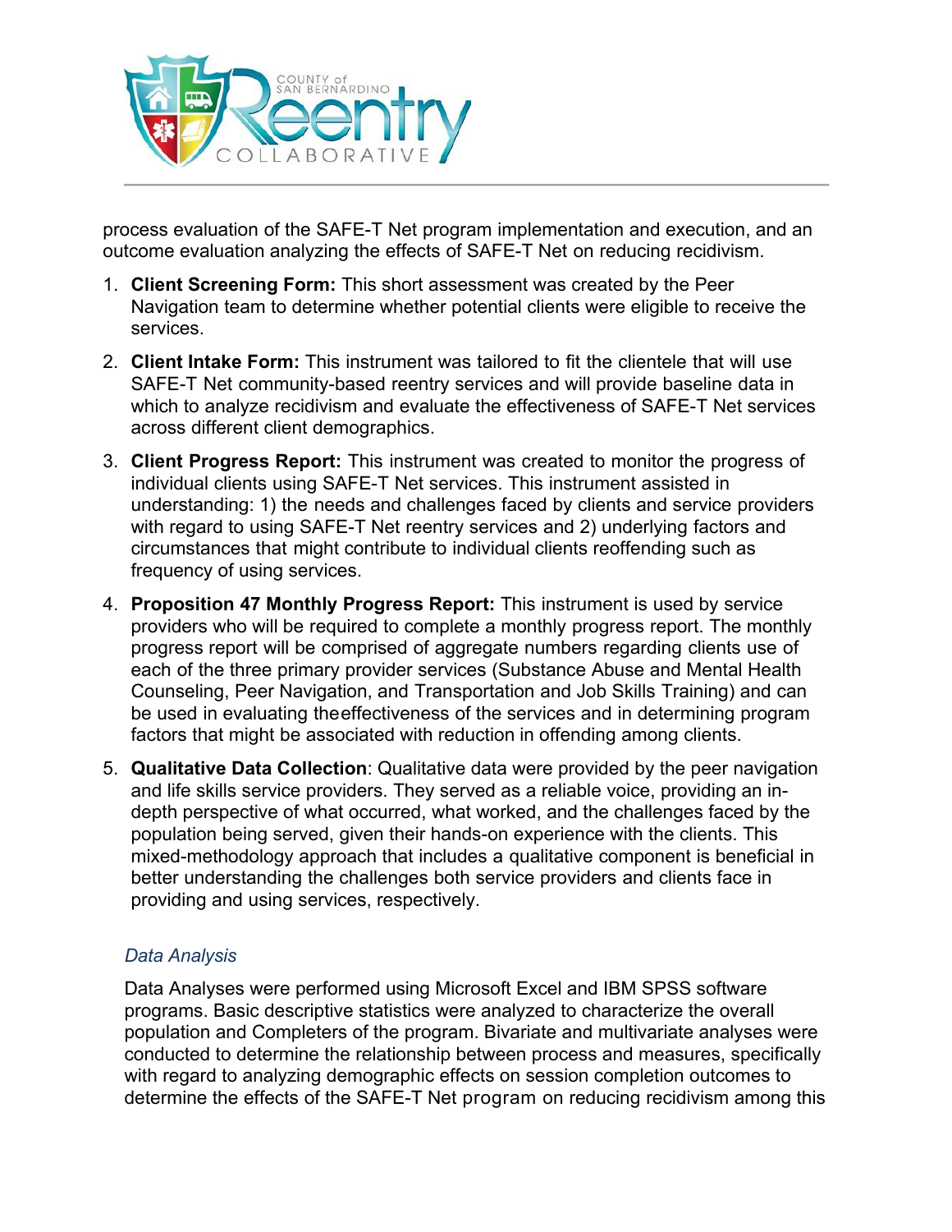process evaluation of the SAFE-T Net program implementation and execution, and an outcome evaluation analyzing the effects of SAFE-T Net on reducing recidivism.

1. **Client Screening Form:** This short assessment was created by the Peer Navigation team to determine whether potential clients were eligible to receive the services.
2. **Client Intake Form:** This instrument was tailored to fit the clientele that will use SAFE-T Net community-based reentry services and will provide baseline data in which to analyze recidivism and evaluate the effectiveness of SAFE-T Net services across different client demographics.
3. **Client Progress Report:** This instrument was created to monitor the progress of individual clients using SAFE-T Net services. This instrument assisted in understanding: 1) the needs and challenges faced by clients and service providers with regard to using SAFE-T Net reentry services and 2) underlying factors and circumstances that might contribute to individual clients reoffending such as frequency of using services.
4. **Proposition 47 Monthly Progress Report:** This instrument is used by service providers who will be required to complete a monthly progress report. The monthly progress report will be comprised of aggregate numbers regarding clients use of each of the three primary provider services (Substance Abuse and Mental Health Counseling, Peer Navigation, and Transportation and Job Skills Training) and can be used in evaluating theeffectiveness of the services and in determining program factors that might be associated with reduction in offending among clients.
5. **Qualitative Data Collection**: Qualitative data were provided by the peer navigation and life skills service providers. They served as a reliable voice, providing an in-depth perspective of what occurred, what worked, and the challenges faced by the population being served, given their hands-on experience with the clients. This mixed-methodology approach that includes a qualitative component is beneficial in better understanding the challenges both service providers and clients face in providing and using services, respectively.

### *Data Analysis*

Data Analyses were performed using Microsoft Excel and IBM SPSS software programs. Basic descriptive statistics were analyzed to characterize the overall population and Completers of the program. Bivariate and multivariate analyses were conducted to determine the relationship between process and measures, specifically with regard to analyzing demographic effects on session completion outcomes to determine the effects of the SAFE-T Net program on reducing recidivism among this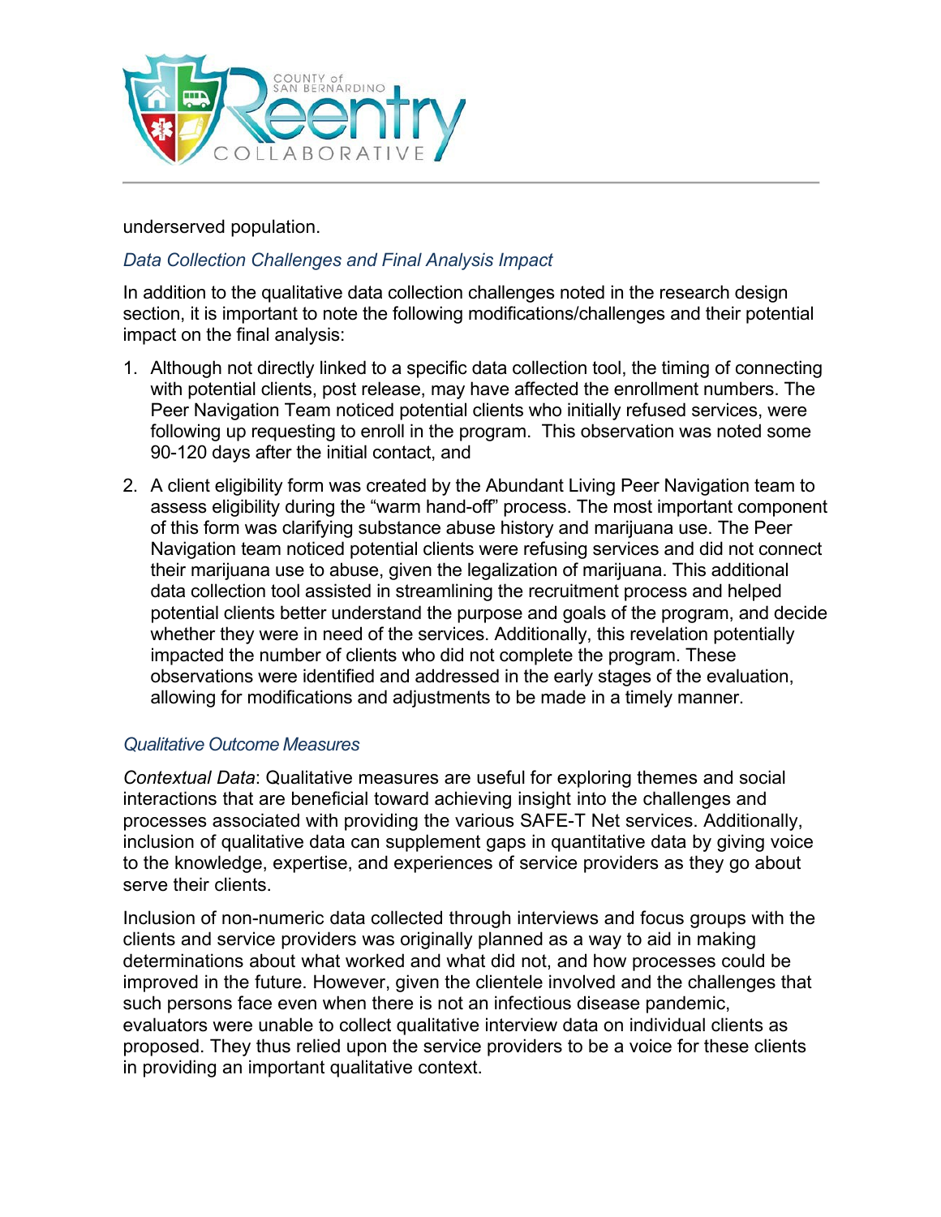underserved population.

### *Data Collection Challenges and Final Analysis Impact*

In addition to the qualitative data collection challenges noted in the research design section, it is important to note the following modifications/challenges and their potential impact on the final analysis:

1. Although not directly linked to a specific data collection tool, the timing of connecting with potential clients, post release, may have affected the enrollment numbers. The Peer Navigation Team noticed potential clients who initially refused services, were following up requesting to enroll in the program. This observation was noted some 90-120 days after the initial contact, and
2. A client eligibility form was created by the Abundant Living Peer Navigation team to assess eligibility during the "warm hand-off" process. The most important component of this form was clarifying substance abuse history and marijuana use. The Peer Navigation team noticed potential clients were refusing services and did not connect their marijuana use to abuse, given the legalization of marijuana. This additional data collection tool assisted in streamlining the recruitment process and helped potential clients better understand the purpose and goals of the program, and decide whether they were in need of the services. Additionally, this revelation potentially impacted the number of clients who did not complete the program. These observations were identified and addressed in the early stages of the evaluation, allowing for modifications and adjustments to be made in a timely manner.

### *Qualitative Outcome Measures*

*Contextual Data*: Qualitative measures are useful for exploring themes and social interactions that are beneficial toward achieving insight into the challenges and processes associated with providing the various SAFE-T Net services. Additionally, inclusion of qualitative data can supplement gaps in quantitative data by giving voice to the knowledge, expertise, and experiences of service providers as they go about serve their clients.

Inclusion of non-numeric data collected through interviews and focus groups with the clients and service providers was originally planned as a way to aid in making determinations about what worked and what did not, and how processes could be improved in the future. However, given the clientele involved and the challenges that such persons face even when there is not an infectious disease pandemic, evaluators were unable to collect qualitative interview data on individual clients as proposed. They thus relied upon the service providers to be a voice for these clients in providing an important qualitative context.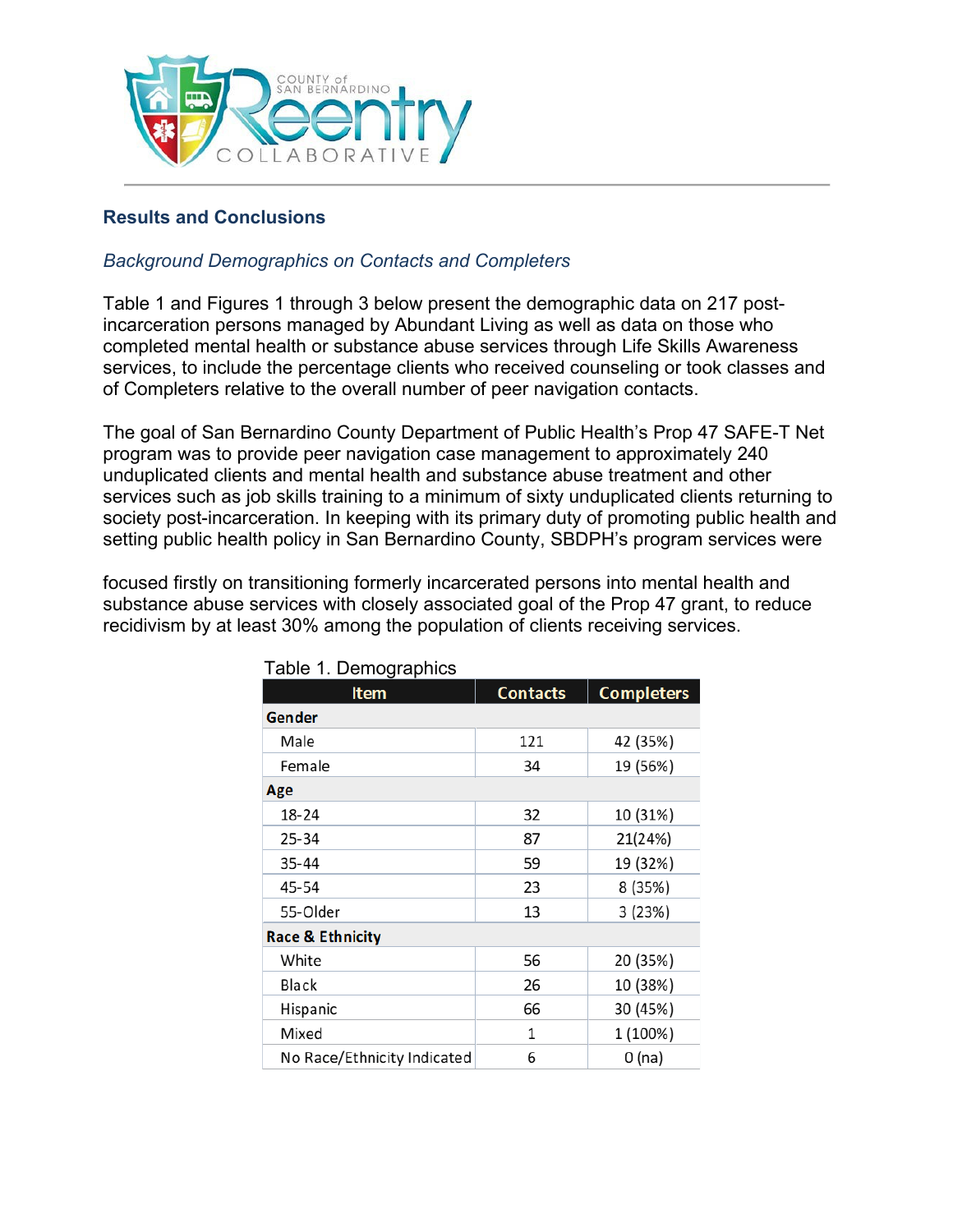## Results and Conclusions

*Background Demographics on Contacts and Completers*

Table 1 and Figures 1 through 3 below present the demographic data on 217 post-incarceration persons managed by Abundant Living as well as data on those who completed mental health or substance abuse services through Life Skills Awareness services, to include the percentage clients who received counseling or took classes and of Completers relative to the overall number of peer navigation contacts.

The goal of San Bernardino County Department of Public Health's Prop 47 SAFE-T Net program was to provide peer navigation case management to approximately 240 unduplicated clients and mental health and substance abuse treatment and other services such as job skills training to a minimum of sixty unduplicated clients returning to society post-incarceration. In keeping with its primary duty of promoting public health and setting public health policy in San Bernardino County, SBDPH's program services were

focused firstly on transitioning formerly incarcerated persons into mental health and substance abuse services with closely associated goal of the Prop 47 grant, to reduce recidivism by at least 30% among the population of clients receiving services.

Table 1. Demographics

| Item | Contacts | Completers |
|---|---|---|
| **Gender** | | |
| Male | 121 | 42 (35%) |
| Female | 34 | 19 (56%) |
| **Age** | | |
| 18-24 | 32 | 10 (31%) |
| 25-34 | 87 | 21(24%) |
| 35-44 | 59 | 19 (32%) |
| 45-54 | 23 | 8 (35%) |
| 55-Older | 13 | 3 (23%) |
| **Race & Ethnicity** | | |
| White | 56 | 20 (35%) |
| Black | 26 | 10 (38%) |
| Hispanic | 66 | 30 (45%) |
| Mixed | 1 | 1 (100%) |
| No Race/Ethnicity Indicated | 6 | 0 (na) |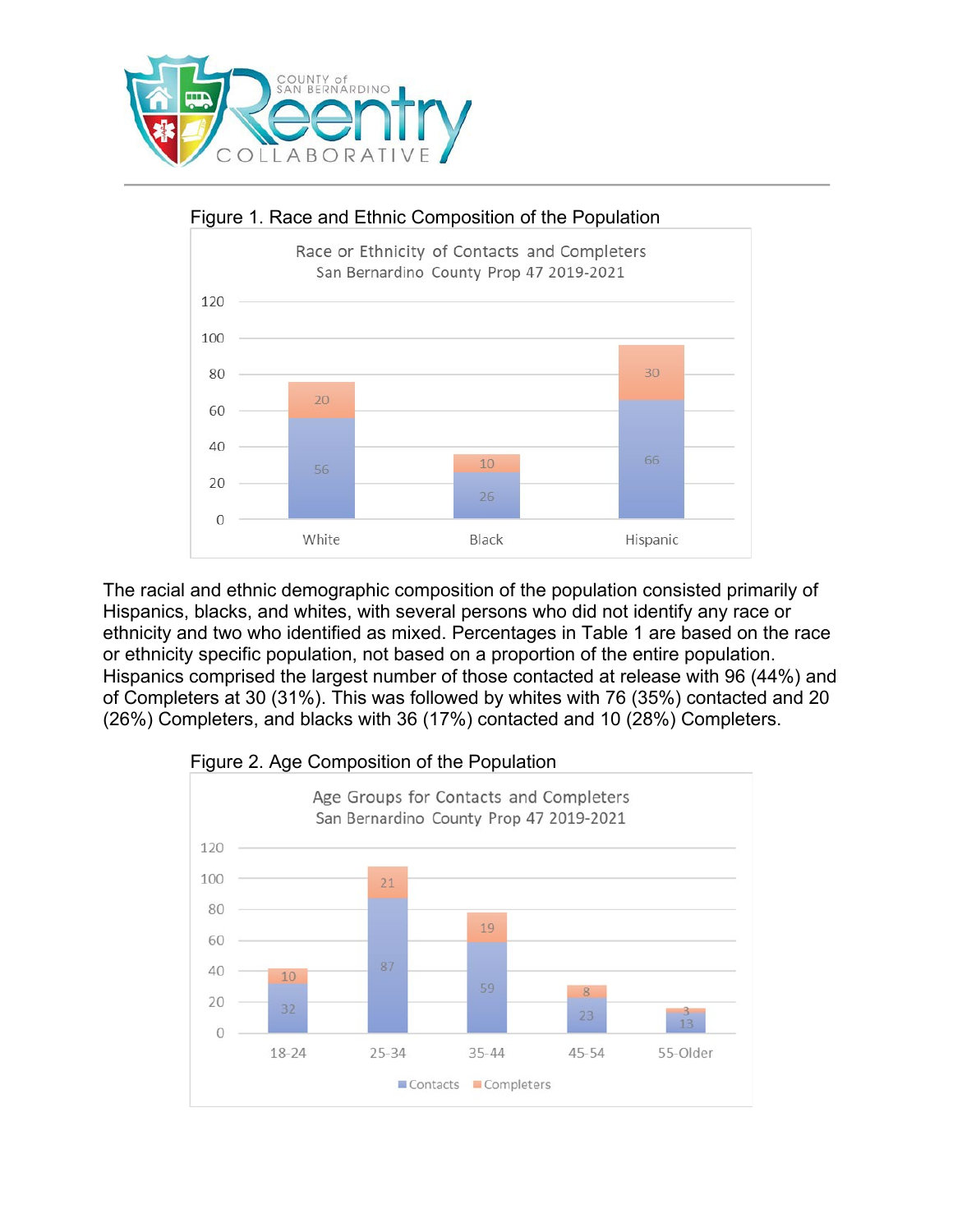Figure 1. Race and Ethnic Composition of the Population

The racial and ethnic demographic composition of the population consisted primarily of Hispanics, blacks, and whites, with several persons who did not identify any race or ethnicity and two who identified as mixed. Percentages in Table 1 are based on the race or ethnicity specific population, not based on a proportion of the entire population. Hispanics comprised the largest number of those contacted at release with 96 (44%) and of Completers at 30 (31%). This was followed by whites with 76 (35%) contacted and 20 (26%) Completers, and blacks with 36 (17%) contacted and 10 (28%) Completers.

Figure 2. Age Composition of the Population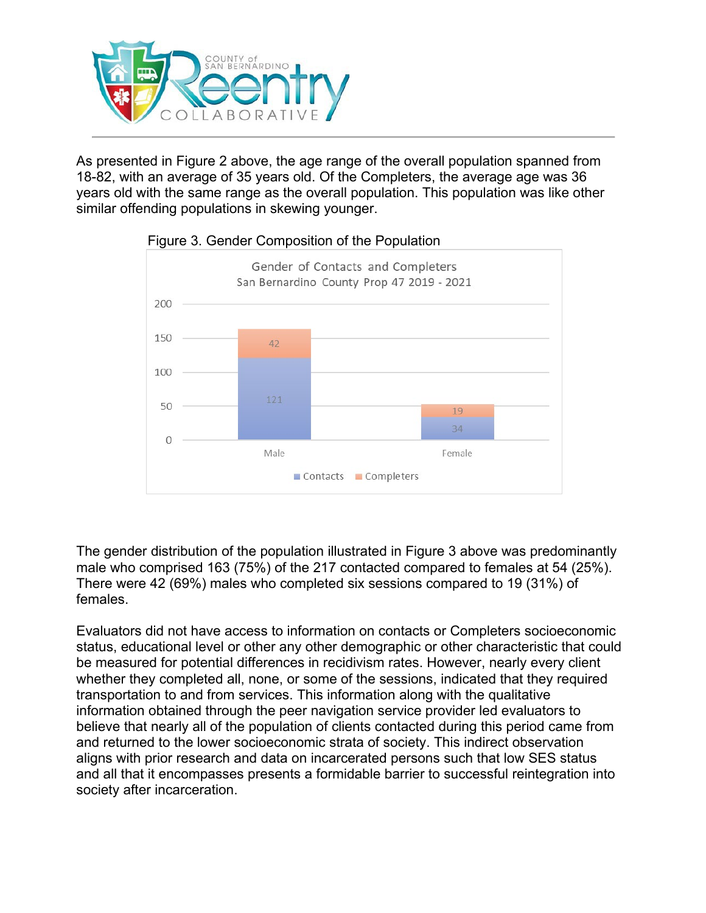As presented in Figure 2 above, the age range of the overall population spanned from 18-82, with an average of 35 years old. Of the Completers, the average age was 36 years old with the same range as the overall population. This population was like other similar offending populations in skewing younger.

Figure 3. Gender Composition of the Population

The gender distribution of the population illustrated in Figure 3 above was predominantly male who comprised 163 (75%) of the 217 contacted compared to females at 54 (25%). There were 42 (69%) males who completed six sessions compared to 19 (31%) of females.

Evaluators did not have access to information on contacts or Completers socioeconomic status, educational level or other any other demographic or other characteristic that could be measured for potential differences in recidivism rates. However, nearly every client whether they completed all, none, or some of the sessions, indicated that they required transportation to and from services. This information along with the qualitative information obtained through the peer navigation service provider led evaluators to believe that nearly all of the population of clients contacted during this period came from and returned to the lower socioeconomic strata of society. This indirect observation aligns with prior research and data on incarcerated persons such that low SES status and all that it encompasses presents a formidable barrier to successful reintegration into society after incarceration.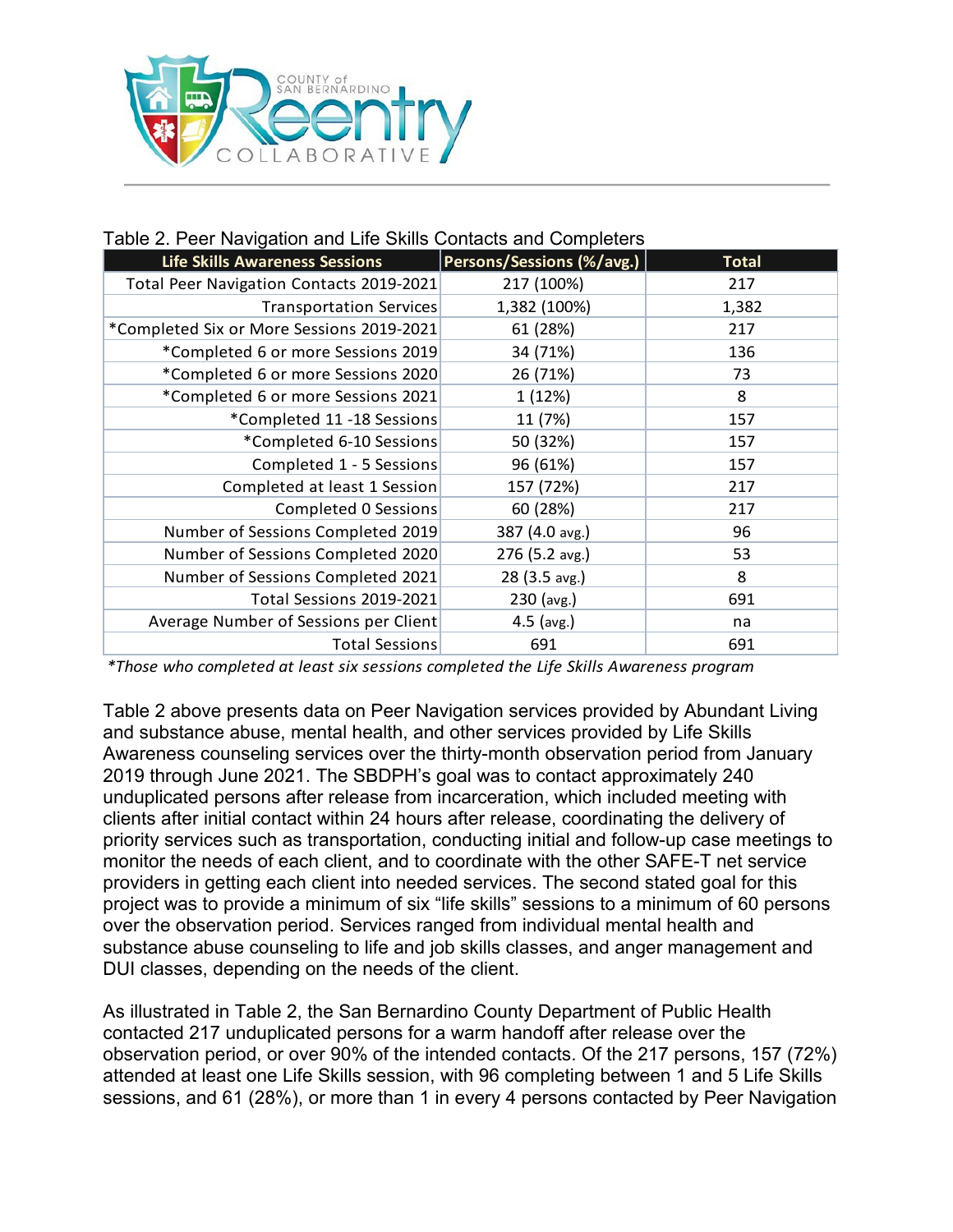Table 2. Peer Navigation and Life Skills Contacts and Completers

| Life Skills Awareness Sessions | Persons/Sessions (%/avg.) | Total |
|---|---|---|
| Total Peer Navigation Contacts 2019-2021 | 217 (100%) | 217 |
| Transportation Services | 1,382 (100%) | 1,382 |
| *Completed Six or More Sessions 2019-2021 | 61 (28%) | 217 |
| *Completed 6 or more Sessions 2019 | 34 (71%) | 136 |
| *Completed 6 or more Sessions 2020 | 26 (71%) | 73 |
| *Completed 6 or more Sessions 2021 | 1 (12%) | 8 |
| *Completed 11 -18 Sessions | 11 (7%) | 157 |
| *Completed 6-10 Sessions | 50 (32%) | 157 |
| Completed 1 - 5 Sessions | 96 (61%) | 157 |
| Completed at least 1 Session | 157 (72%) | 217 |
| Completed 0 Sessions | 60 (28%) | 217 |
| Number of Sessions Completed 2019 | 387 (4.0 avg.) | 96 |
| Number of Sessions Completed 2020 | 276 (5.2 avg.) | 53 |
| Number of Sessions Completed 2021 | 28 (3.5 avg.) | 8 |
| Total Sessions 2019-2021 | 230 (avg.) | 691 |
| Average Number of Sessions per Client | 4.5 (avg.) | na |
| Total Sessions | 691 | 691 |

*\*Those who completed at least six sessions completed the Life Skills Awareness program*

Table 2 above presents data on Peer Navigation services provided by Abundant Living and substance abuse, mental health, and other services provided by Life Skills Awareness counseling services over the thirty-month observation period from January 2019 through June 2021. The SBDPH's goal was to contact approximately 240 unduplicated persons after release from incarceration, which included meeting with clients after initial contact within 24 hours after release, coordinating the delivery of priority services such as transportation, conducting initial and follow-up case meetings to monitor the needs of each client, and to coordinate with the other SAFE-T net service providers in getting each client into needed services. The second stated goal for this project was to provide a minimum of six "life skills" sessions to a minimum of 60 persons over the observation period. Services ranged from individual mental health and substance abuse counseling to life and job skills classes, and anger management and DUI classes, depending on the needs of the client.

As illustrated in Table 2, the San Bernardino County Department of Public Health contacted 217 unduplicated persons for a warm handoff after release over the observation period, or over 90% of the intended contacts. Of the 217 persons, 157 (72%) attended at least one Life Skills session, with 96 completing between 1 and 5 Life Skills sessions, and 61 (28%), or more than 1 in every 4 persons contacted by Peer Navigation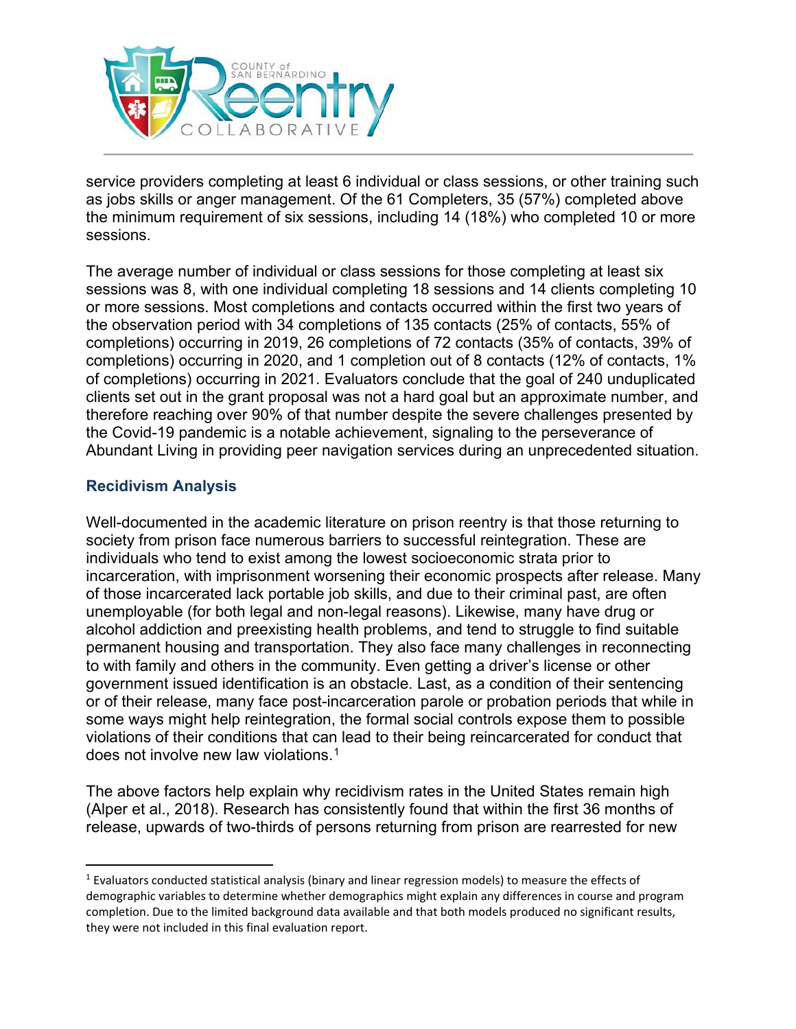service providers completing at least 6 individual or class sessions, or other training such as jobs skills or anger management. Of the 61 Completers, 35 (57%) completed above the minimum requirement of six sessions, including 14 (18%) who completed 10 or more sessions.

The average number of individual or class sessions for those completing at least six sessions was 8, with one individual completing 18 sessions and 14 clients completing 10 or more sessions. Most completions and contacts occurred within the first two years of the observation period with 34 completions of 135 contacts (25% of contacts, 55% of completions) occurring in 2019, 26 completions of 72 contacts (35% of contacts, 39% of completions) occurring in 2020, and 1 completion out of 8 contacts (12% of contacts, 1% of completions) occurring in 2021. Evaluators conclude that the goal of 240 unduplicated clients set out in the grant proposal was not a hard goal but an approximate number, and therefore reaching over 90% of that number despite the severe challenges presented by the Covid-19 pandemic is a notable achievement, signaling to the perseverance of Abundant Living in providing peer navigation services during an unprecedented situation.

### Recidivism Analysis

Well-documented in the academic literature on prison reentry is that those returning to society from prison face numerous barriers to successful reintegration. These are individuals who tend to exist among the lowest socioeconomic strata prior to incarceration, with imprisonment worsening their economic prospects after release. Many of those incarcerated lack portable job skills, and due to their criminal past, are often unemployable (for both legal and non-legal reasons). Likewise, many have drug or alcohol addiction and preexisting health problems, and tend to struggle to find suitable permanent housing and transportation. They also face many challenges in reconnecting to with family and others in the community. Even getting a driver's license or other government issued identification is an obstacle. Last, as a condition of their sentencing or of their release, many face post-incarceration parole or probation periods that while in some ways might help reintegration, the formal social controls expose them to possible violations of their conditions that can lead to their being reincarcerated for conduct that does not involve new law violations.[1]

The above factors help explain why recidivism rates in the United States remain high (Alper et al., 2018). Research has consistently found that within the first 36 months of release, upwards of two-thirds of persons returning from prison are rearrested for new

---

[1] Evaluators conducted statistical analysis (binary and linear regression models) to measure the effects of demographic variables to determine whether demographics might explain any differences in course and program completion. Due to the limited background data available and that both models produced no significant results, they were not included in this final evaluation report.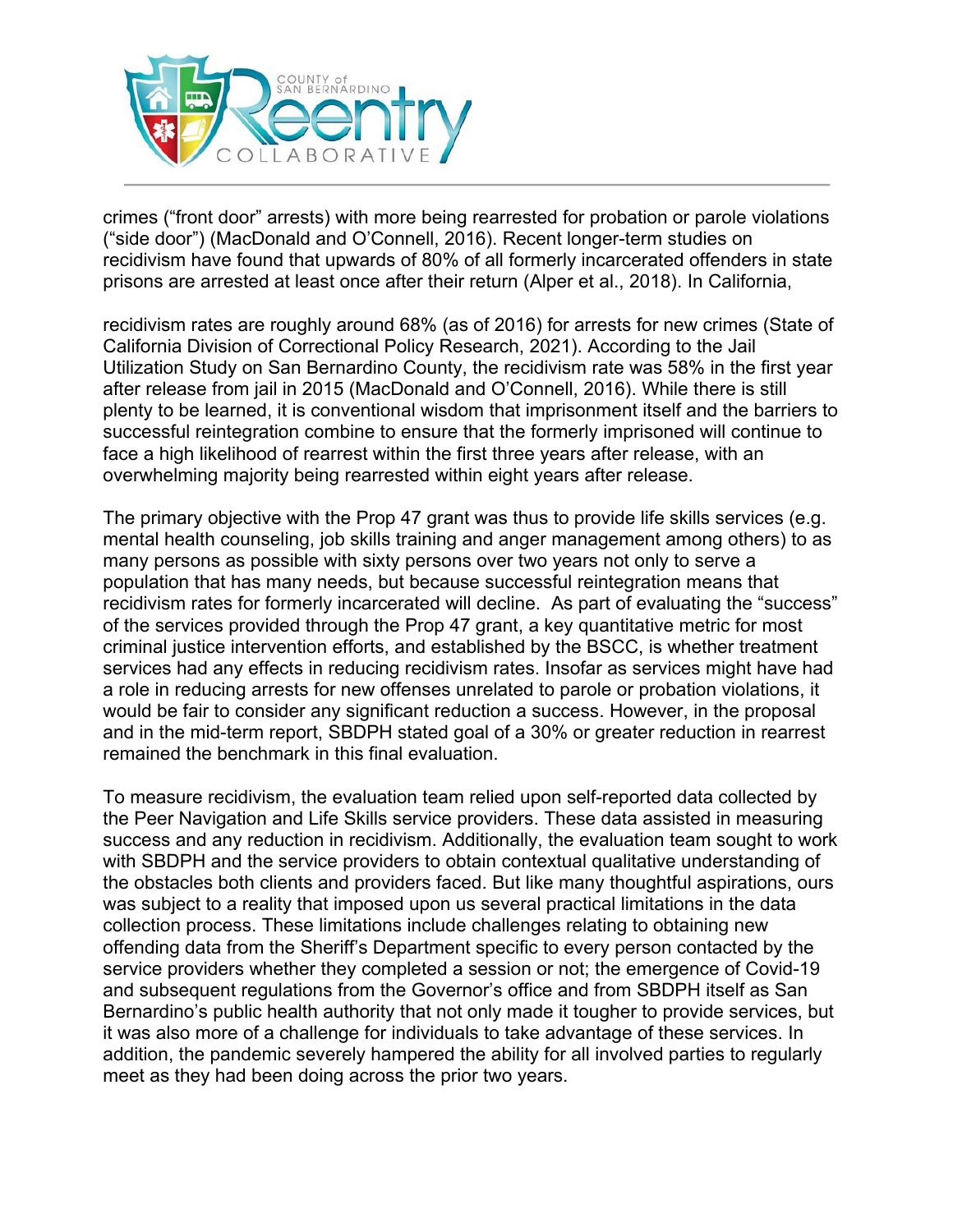crimes (“front door” arrests) with more being rearrested for probation or parole violations (“side door”) (MacDonald and O’Connell, 2016). Recent longer-term studies on recidivism have found that upwards of 80% of all formerly incarcerated offenders in state prisons are arrested at least once after their return (Alper et al., 2018). In California,

recidivism rates are roughly around 68% (as of 2016) for arrests for new crimes (State of California Division of Correctional Policy Research, 2021). According to the Jail Utilization Study on San Bernardino County, the recidivism rate was 58% in the first year after release from jail in 2015 (MacDonald and O’Connell, 2016). While there is still plenty to be learned, it is conventional wisdom that imprisonment itself and the barriers to successful reintegration combine to ensure that the formerly imprisoned will continue to face a high likelihood of rearrest within the first three years after release, with an overwhelming majority being rearrested within eight years after release.

The primary objective with the Prop 47 grant was thus to provide life skills services (e.g. mental health counseling, job skills training and anger management among others) to as many persons as possible with sixty persons over two years not only to serve a population that has many needs, but because successful reintegration means that recidivism rates for formerly incarcerated will decline. As part of evaluating the “success” of the services provided through the Prop 47 grant, a key quantitative metric for most criminal justice intervention efforts, and established by the BSCC, is whether treatment services had any effects in reducing recidivism rates. Insofar as services might have had a role in reducing arrests for new offenses unrelated to parole or probation violations, it would be fair to consider any significant reduction a success. However, in the proposal and in the mid-term report, SBDPH stated goal of a 30% or greater reduction in rearrest remained the benchmark in this final evaluation.

To measure recidivism, the evaluation team relied upon self-reported data collected by the Peer Navigation and Life Skills service providers. These data assisted in measuring success and any reduction in recidivism. Additionally, the evaluation team sought to work with SBDPH and the service providers to obtain contextual qualitative understanding of the obstacles both clients and providers faced. But like many thoughtful aspirations, ours was subject to a reality that imposed upon us several practical limitations in the data collection process. These limitations include challenges relating to obtaining new offending data from the Sheriff’s Department specific to every person contacted by the service providers whether they completed a session or not; the emergence of Covid-19 and subsequent regulations from the Governor’s office and from SBDPH itself as San Bernardino’s public health authority that not only made it tougher to provide services, but it was also more of a challenge for individuals to take advantage of these services. In addition, the pandemic severely hampered the ability for all involved parties to regularly meet as they had been doing across the prior two years.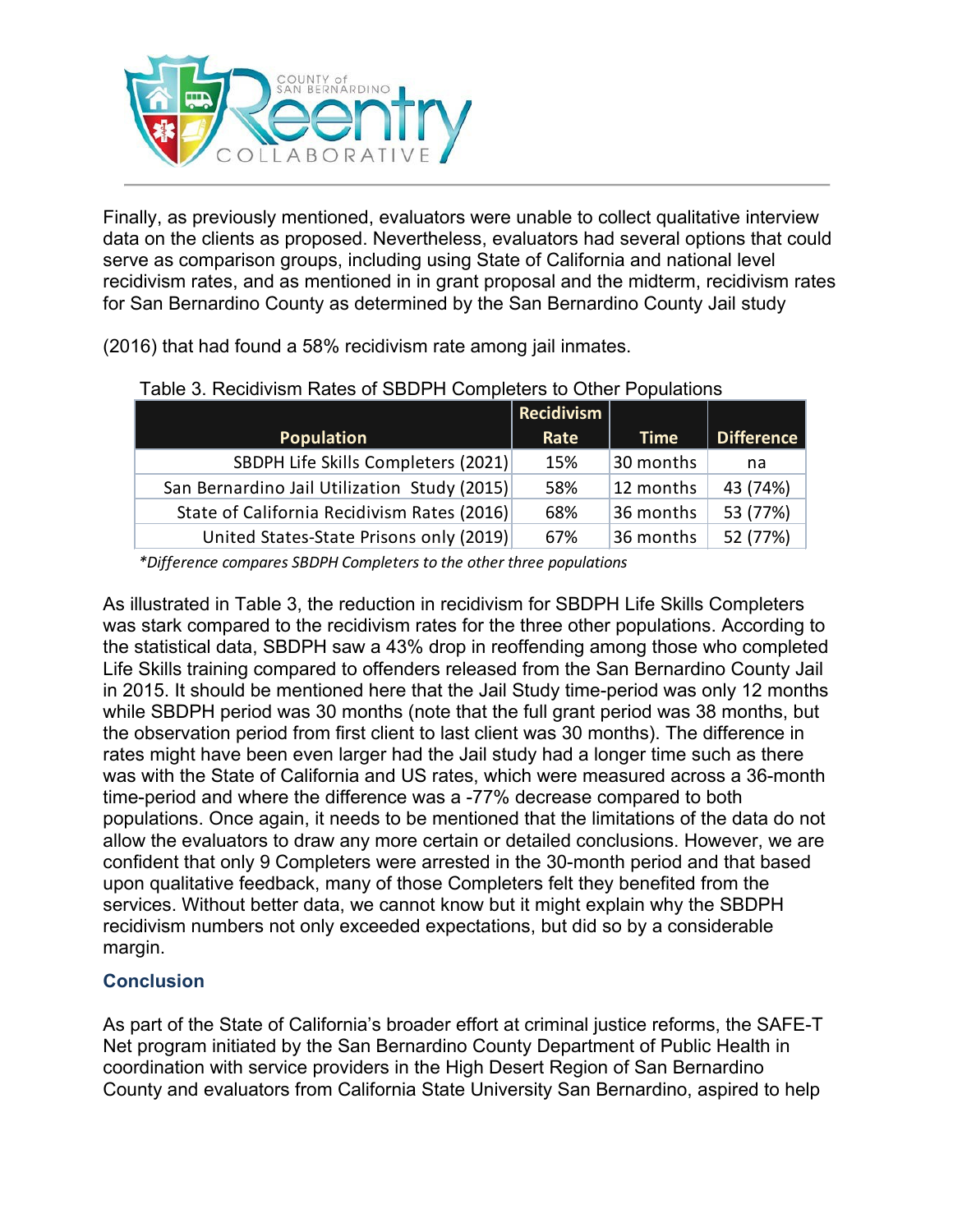Finally, as previously mentioned, evaluators were unable to collect qualitative interview data on the clients as proposed. Nevertheless, evaluators had several options that could serve as comparison groups, including using State of California and national level recidivism rates, and as mentioned in in grant proposal and the midterm, recidivism rates for San Bernardino County as determined by the San Bernardino County Jail study

(2016) that had found a 58% recidivism rate among jail inmates.

Table 3. Recidivism Rates of SBDPH Completers to Other Populations

| Population | Recidivism Rate | Time | Difference |
|---|---|---|---|
| SBDPH Life Skills Completers (2021) | 15% | 30 months | na |
| San Bernardino Jail Utilization Study (2015) | 58% | 12 months | 43 (74%) |
| State of California Recidivism Rates (2016) | 68% | 36 months | 53 (77%) |
| United States-State Prisons only (2019) | 67% | 36 months | 52 (77%) |

*\*Difference compares SBDPH Completers to the other three populations*

As illustrated in Table 3, the reduction in recidivism for SBDPH Life Skills Completers was stark compared to the recidivism rates for the three other populations. According to the statistical data, SBDPH saw a 43% drop in reoffending among those who completed Life Skills training compared to offenders released from the San Bernardino County Jail in 2015. It should be mentioned here that the Jail Study time-period was only 12 months while SBDPH period was 30 months (note that the full grant period was 38 months, but the observation period from first client to last client was 30 months). The difference in rates might have been even larger had the Jail study had a longer time such as there was with the State of California and US rates, which were measured across a 36-month time-period and where the difference was a -77% decrease compared to both populations. Once again, it needs to be mentioned that the limitations of the data do not allow the evaluators to draw any more certain or detailed conclusions. However, we are confident that only 9 Completers were arrested in the 30-month period and that based upon qualitative feedback, many of those Completers felt they benefited from the services. Without better data, we cannot know but it might explain why the SBDPH recidivism numbers not only exceeded expectations, but did so by a considerable margin.

## Conclusion

As part of the State of California's broader effort at criminal justice reforms, the SAFE-T Net program initiated by the San Bernardino County Department of Public Health in coordination with service providers in the High Desert Region of San Bernardino County and evaluators from California State University San Bernardino, aspired to help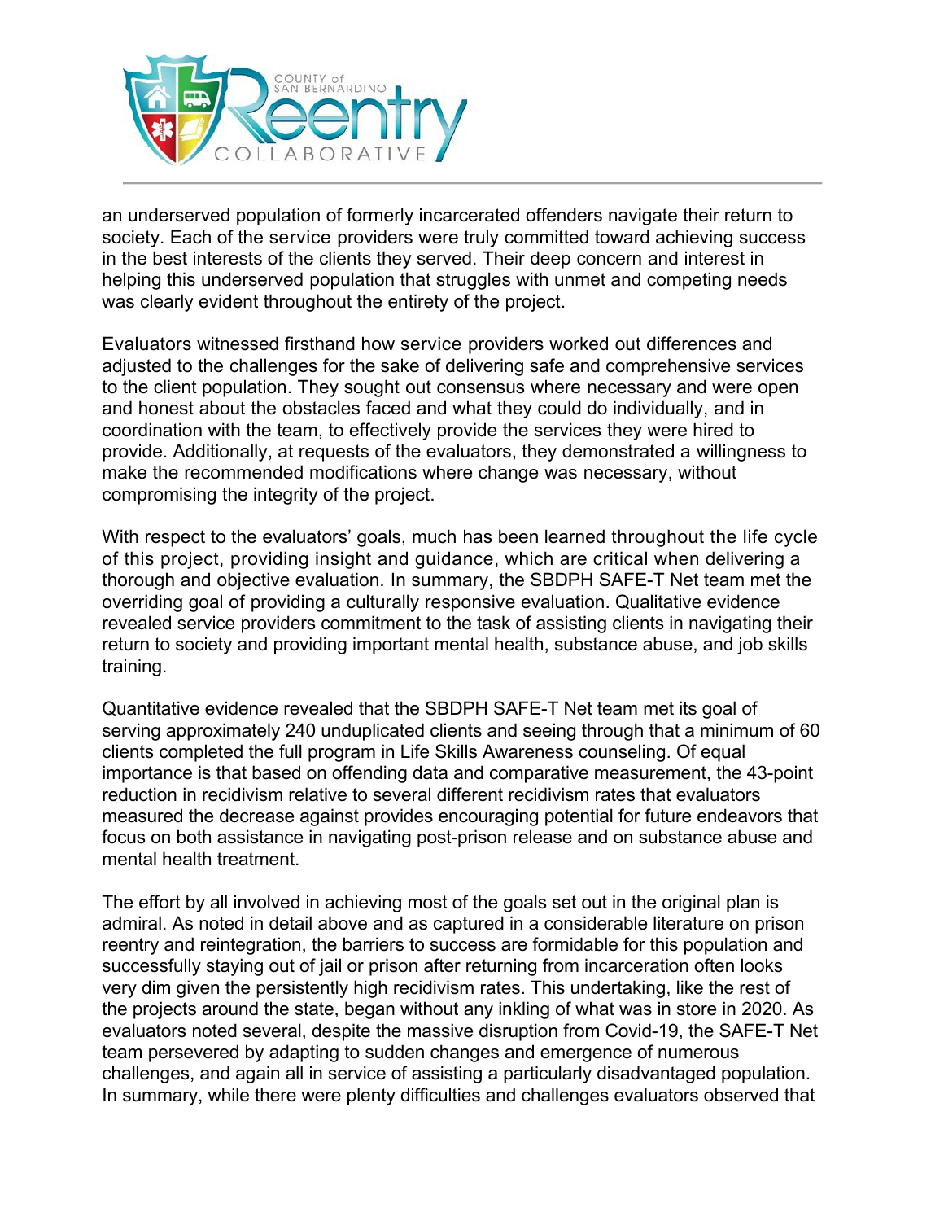an underserved population of formerly incarcerated offenders navigate their return to society. Each of the service providers were truly committed toward achieving success in the best interests of the clients they served. Their deep concern and interest in helping this underserved population that struggles with unmet and competing needs was clearly evident throughout the entirety of the project.

Evaluators witnessed firsthand how service providers worked out differences and adjusted to the challenges for the sake of delivering safe and comprehensive services to the client population. They sought out consensus where necessary and were open and honest about the obstacles faced and what they could do individually, and in coordination with the team, to effectively provide the services they were hired to provide. Additionally, at requests of the evaluators, they demonstrated a willingness to make the recommended modifications where change was necessary, without compromising the integrity of the project.

With respect to the evaluators' goals, much has been learned throughout the life cycle of this project, providing insight and guidance, which are critical when delivering a thorough and objective evaluation. In summary, the SBDPH SAFE-T Net team met the overriding goal of providing a culturally responsive evaluation. Qualitative evidence revealed service providers commitment to the task of assisting clients in navigating their return to society and providing important mental health, substance abuse, and job skills training.

Quantitative evidence revealed that the SBDPH SAFE-T Net team met its goal of serving approximately 240 unduplicated clients and seeing through that a minimum of 60 clients completed the full program in Life Skills Awareness counseling. Of equal importance is that based on offending data and comparative measurement, the 43-point reduction in recidivism relative to several different recidivism rates that evaluators measured the decrease against provides encouraging potential for future endeavors that focus on both assistance in navigating post-prison release and on substance abuse and mental health treatment.

The effort by all involved in achieving most of the goals set out in the original plan is admiral. As noted in detail above and as captured in a considerable literature on prison reentry and reintegration, the barriers to success are formidable for this population and successfully staying out of jail or prison after returning from incarceration often looks very dim given the persistently high recidivism rates. This undertaking, like the rest of the projects around the state, began without any inkling of what was in store in 2020. As evaluators noted several, despite the massive disruption from Covid-19, the SAFE-T Net team persevered by adapting to sudden changes and emergence of numerous challenges, and again all in service of assisting a particularly disadvantaged population. In summary, while there were plenty difficulties and challenges evaluators observed that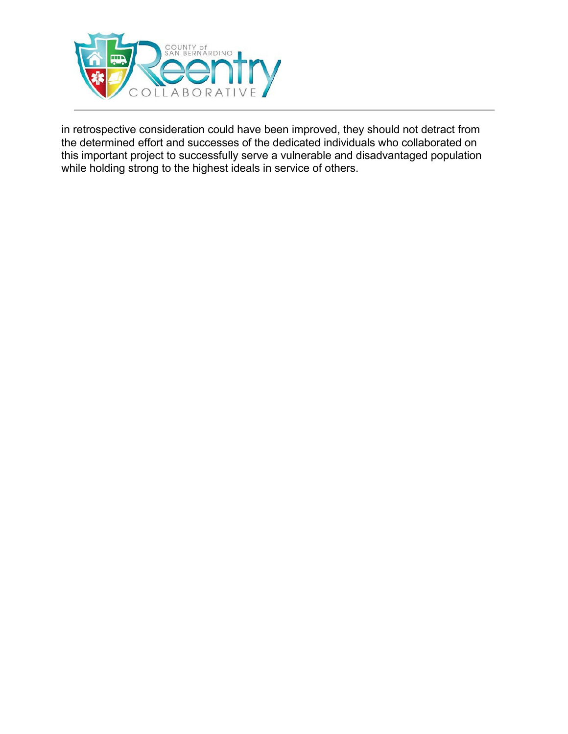in retrospective consideration could have been improved, they should not detract from the determined effort and successes of the dedicated individuals who collaborated on this important project to successfully serve a vulnerable and disadvantaged population while holding strong to the highest ideals in service of others.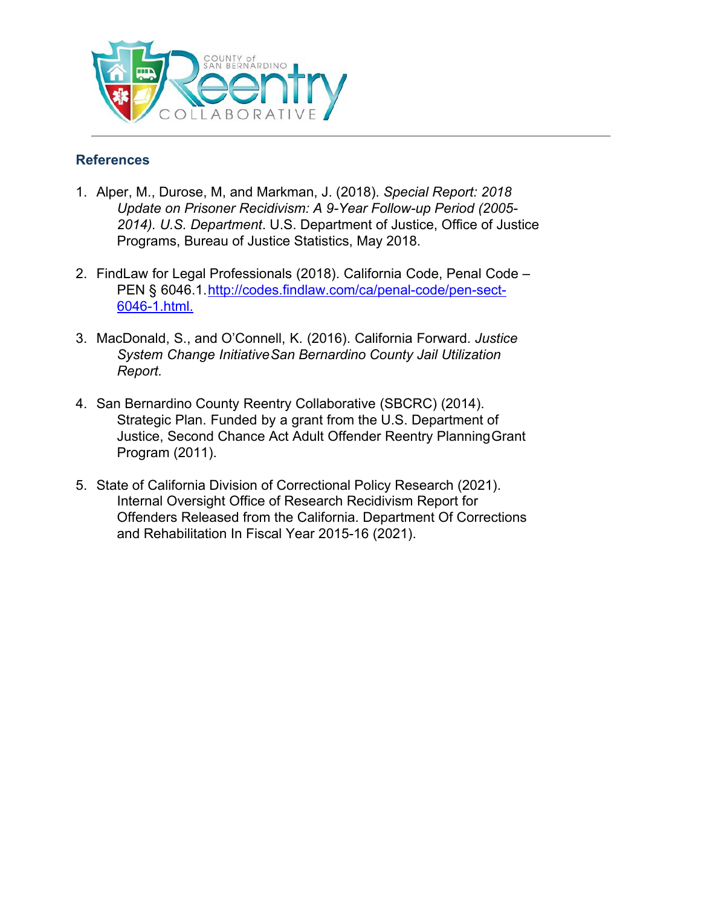## References

1. Alper, M., Durose, M, and Markman, J. (2018). *Special Report: 2018 Update on Prisoner Recidivism: A 9-Year Follow-up Period (2005-2014). U.S. Department*. U.S. Department of Justice, Office of Justice Programs, Bureau of Justice Statistics, May 2018.

2. FindLaw for Legal Professionals (2018). California Code, Penal Code – PEN § 6046.1.[http://codes.findlaw.com/ca/penal-code/pen-sect-6046-1.html.](http://codes.findlaw.com/ca/penal-code/pen-sect-6046-1.html)

3. MacDonald, S., and O'Connell, K. (2016). California Forward. *Justice System Change Initiative San Bernardino County Jail Utilization Report.*

4. San Bernardino County Reentry Collaborative (SBCRC) (2014). Strategic Plan. Funded by a grant from the U.S. Department of Justice, Second Chance Act Adult Offender Reentry Planning Grant Program (2011).

5. State of California Division of Correctional Policy Research (2021). Internal Oversight Office of Research Recidivism Report for Offenders Released from the California. Department Of Corrections and Rehabilitation In Fiscal Year 2015-16 (2021).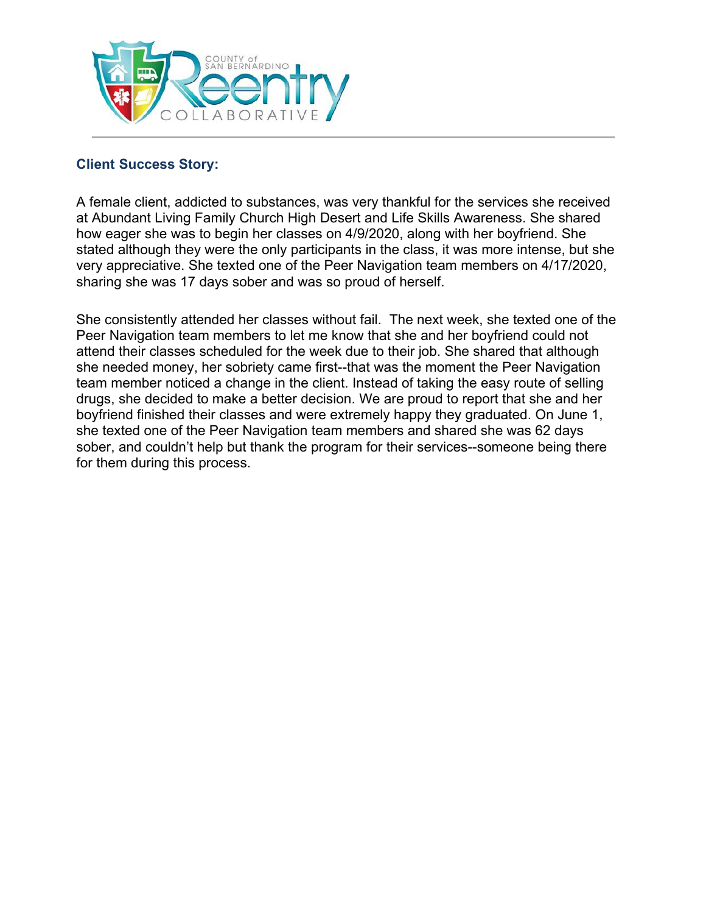## Client Success Story:

A female client, addicted to substances, was very thankful for the services she received at Abundant Living Family Church High Desert and Life Skills Awareness. She shared how eager she was to begin her classes on 4/9/2020, along with her boyfriend. She stated although they were the only participants in the class, it was more intense, but she very appreciative. She texted one of the Peer Navigation team members on 4/17/2020, sharing she was 17 days sober and was so proud of herself.

She consistently attended her classes without fail. The next week, she texted one of the Peer Navigation team members to let me know that she and her boyfriend could not attend their classes scheduled for the week due to their job. She shared that although she needed money, her sobriety came first--that was the moment the Peer Navigation team member noticed a change in the client. Instead of taking the easy route of selling drugs, she decided to make a better decision. We are proud to report that she and her boyfriend finished their classes and were extremely happy they graduated. On June 1, she texted one of the Peer Navigation team members and shared she was 62 days sober, and couldn't help but thank the program for their services--someone being there for them during this process.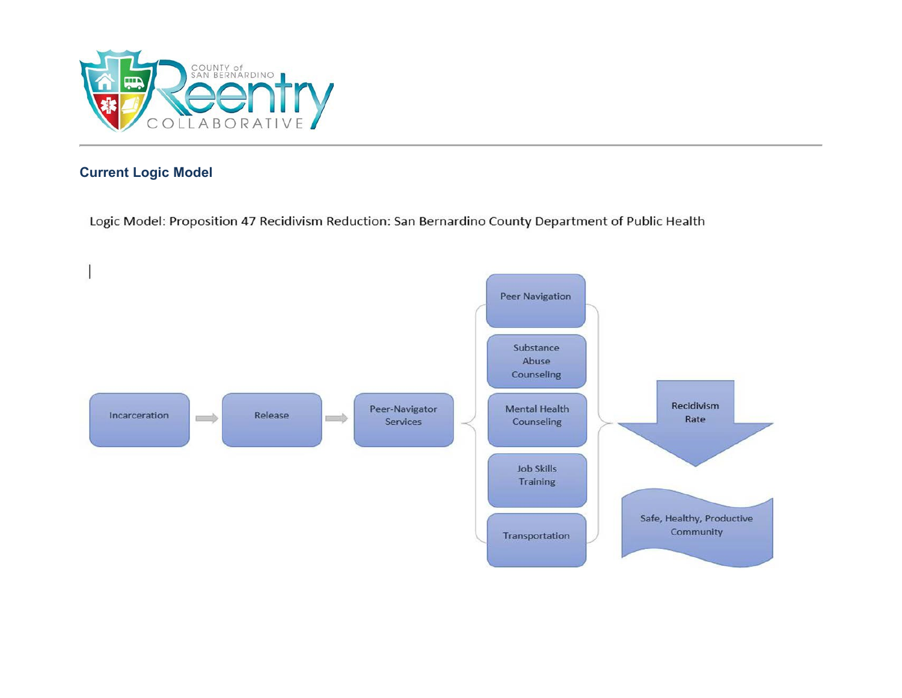## Current Logic Model

Logic Model: Proposition 47 Recidivism Reduction: San Bernardino County Department of Public Health

Incarceration

Release

Peer-Navigator Services

Peer Navigation

Substance Abuse Counseling

Mental Health Counseling

Job Skills Training

Transportation

Recidivism Rate

Safe, Healthy, Productive Community